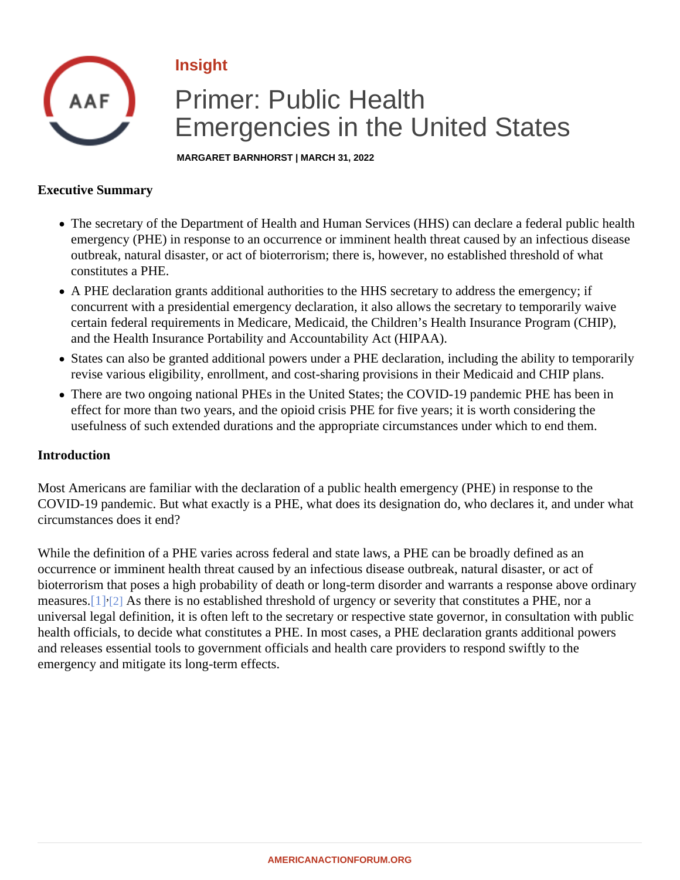Insight

# Primer: Public Health Emergencies in the United States

MARGARET BARNHORST | MARCH 31, 2022

**Executive Summary**

- The secretary of the Department of Health and Human Services (HHS) can declare a federal public health emergency (PHE) in response to an occurrence or imminent health threat caused by an infectious disease outbreak, natural disaster, or act of bioterrorism; there is, however, no established threshold of what constitutes a PHE.
- A PHE declaration grants additional authorities to the HHS secretary to address the emergency; if concurrent with a presidential emergency declaration, it also allows the secretary to temporarily waive certain federal requirements in Medicare, Medicaid, the Children's Health Insurance Program (CHIP), and the Health Insurance Portability and Accountability Act (HIPAA).
- States can also be granted additional powers under a PHE declaration, including the ability to temporarily revise various eligibility, enrollment, and cost-sharing provisions in their Medicaid and CHIP plans.
- There are two ongoing national PHEs in the United States; the COVID-19 pandemic PHE has been in effect for more than two years, and the opioid crisis PHE for five years; it is worth considering the usefulness of such extended durations and the appropriate circumstances under which to end them.

**Introduction**

Most Americans are familiar with the declaration of a public health emergency (PHE) in response to the COVID-19 pandemic. But what exactly is a PHE, what does its designation do, who declares it, and under what circumstances does it end?

While the definition of a PHE varies across federal and state laws, a PHE can be broadly defined as an occurrence or imminent health threat caused by an infectious disease outbreak, natural disaster, or act of bioterrorism that poses a high probability of death or long-term disorder and warrants a response above ordinary measures.[1],[2] As there is no established threshold of urgency or severity that constitutes a PHE, nor a universal legal definition, it is often left to the secretary or respective state governor, in consultation with public health officials, to decide what constitutes a PHE. In most cases, a PHE declaration grants additional powers and releases essential tools to government officials and health care providers to respond swiftly to the emergency and mitigate its long-term effects.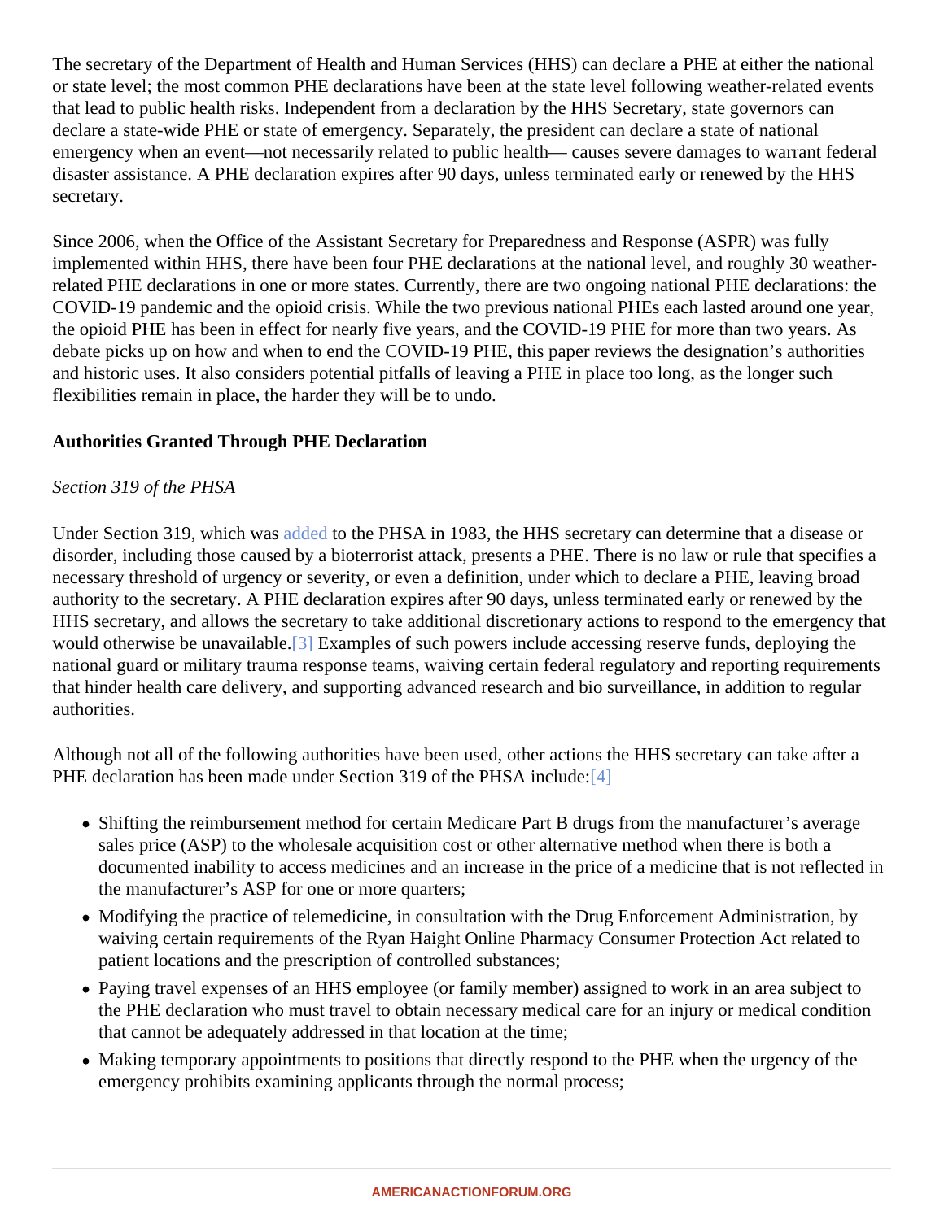The secretary of the Department of Health and Human Services (HHS) can declare a PHE at either the national or state level; the most common PHE declarations have been at the state level following weather-related events that lead to public health risks. Independent from a declaration by the HHS Secretary, state governors can declare a state-wide PHE or state of emergency. Separately, the president can declare a state of national emergency when an event—not necessarily related to public health— causes severe damages to warrant federal disaster assistance. A PHE declaration expires after 90 days, unless terminated early or renewed by the HHS secretary.

Since 2006, when the Office of the Assistant Secretary for Preparedness and Response (ASPR) was fully implemented within HHS, there have been four PHE declarations at the national level, and roughly 30 weather-related PHE declarations in one or more states. Currently, there are two ongoing national PHE declarations: the COVID-19 pandemic and the opioid crisis. While the two previous national PHEs each lasted around one year, the opioid PHE has been in effect for nearly five years, and the COVID-19 PHE for more than two years. As debate picks up on how and when to end the COVID-19 PHE, this paper reviews the designation's authorities and historic uses. It also considers potential pitfalls of leaving a PHE in place too long, as the longer such flexibilities remain in place, the harder they will be to undo.

**Authorities Granted Through PHE Declaration**

*Section 319 of the PHSA*

Under Section 319, which was added to the PHSA in 1983, the HHS secretary can determine that a disease or disorder, including those caused by a bioterrorist attack, presents a PHE. There is no law or rule that specifies a necessary threshold of urgency or severity, or even a definition, under which to declare a PHE, leaving broad authority to the secretary. A PHE declaration expires after 90 days, unless terminated early or renewed by the HHS secretary, and allows the secretary to take additional discretionary actions to respond to the emergency that would otherwise be unavailable.[3] Examples of such powers include accessing reserve funds, deploying the national guard or military trauma response teams, waiving certain federal regulatory and reporting requirements that hinder health care delivery, and supporting advanced research and bio surveillance, in addition to regular authorities.

Although not all of the following authorities have been used, other actions the HHS secretary can take after a PHE declaration has been made under Section 319 of the PHSA include:[4]

- Shifting the reimbursement method for certain Medicare Part B drugs from the manufacturer's average sales price (ASP) to the wholesale acquisition cost or other alternative method when there is both a documented inability to access medicines and an increase in the price of a medicine that is not reflected in the manufacturer's ASP for one or more quarters;
- Modifying the practice of telemedicine, in consultation with the Drug Enforcement Administration, by waiving certain requirements of the Ryan Haight Online Pharmacy Consumer Protection Act related to patient locations and the prescription of controlled substances;
- Paying travel expenses of an HHS employee (or family member) assigned to work in an area subject to the PHE declaration who must travel to obtain necessary medical care for an injury or medical condition that cannot be adequately addressed in that location at the time;
- Making temporary appointments to positions that directly respond to the PHE when the urgency of the emergency prohibits examining applicants through the normal process;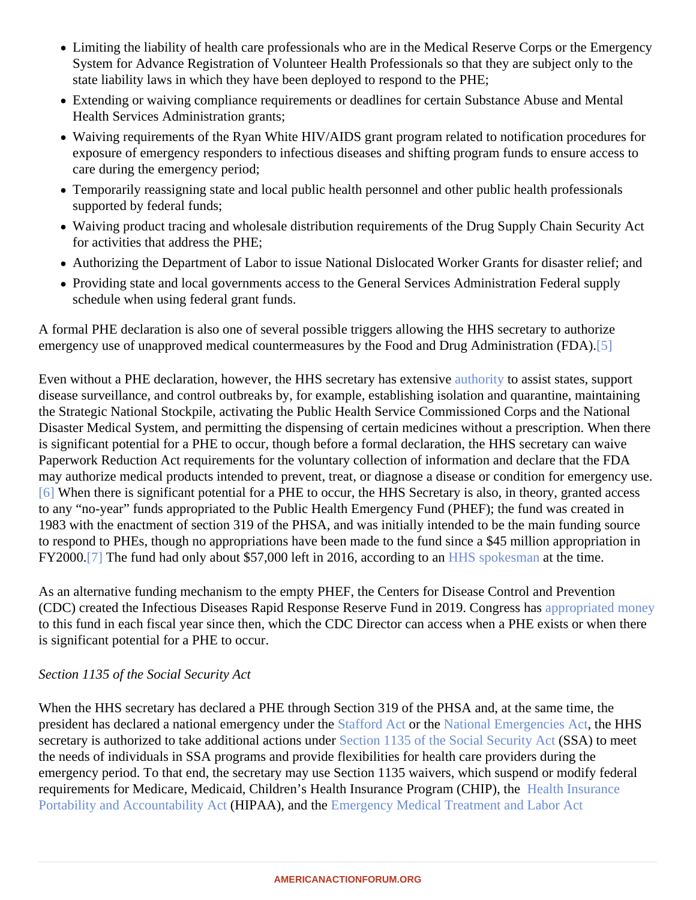- Limiting the liability of health care professionals who are in the Medical Reserve Corps or the Emergency System for Advance Registration of Volunteer Health Professionals so that they are subject only to the state liability laws in which they have been deployed to respond to the PHE;
- Extending or waiving compliance requirements or deadlines for certain Substance Abuse and Mental Health Services Administration grants;
- Waiving requirements of the Ryan White HIV/AIDS grant program related to notification procedures for exposure of emergency responders to infectious diseases and shifting program funds to ensure access to care during the emergency period;
- Temporarily reassigning state and local public health personnel and other public health professionals supported by federal funds;
- Waiving product tracing and wholesale distribution requirements of the Drug Supply Chain Security Act for activities that address the PHE;
- Authorizing the Department of Labor to issue National Dislocated Worker Grants for disaster relief; and
- Providing state and local governments access to the General Services Administration Federal supply schedule when using federal grant funds.

A formal PHE declaration is also one of several possible triggers allowing the HHS secretary to authorize emergency use of unapproved medical countermeasures by the Food and Drug Administration (FDA).[5]

Even without a PHE declaration, however, the HHS secretary has extensive authority to assist states, support disease surveillance, and control outbreaks by, for example, establishing isolation and quarantine, maintaining the Strategic National Stockpile, activating the Public Health Service Commissioned Corps and the National Disaster Medical System, and permitting the dispensing of certain medicines without a prescription. When there is significant potential for a PHE to occur, though before a formal declaration, the HHS secretary can waive Paperwork Reduction Act requirements for the voluntary collection of information and declare that the FDA may authorize medical products intended to prevent, treat, or diagnose a disease or condition for emergency use.[6] When there is significant potential for a PHE to occur, the HHS Secretary is also, in theory, granted access to any "no-year" funds appropriated to the Public Health Emergency Fund (PHEF); the fund was created in 1983 with the enactment of section 319 of the PHSA, and was initially intended to be the main funding source to respond to PHEs, though no appropriations have been made to the fund since a $45 million appropriation in FY2000.[7] The fund had only about $57,000 left in 2016, according to an HHS spokesman at the time.

As an alternative funding mechanism to the empty PHEF, the Centers for Disease Control and Prevention (CDC) created the Infectious Diseases Rapid Response Reserve Fund in 2019. Congress has appropriated money to this fund in each fiscal year since then, which the CDC Director can access when a PHE exists or when there is significant potential for a PHE to occur.

*Section 1135 of the Social Security Act*

When the HHS secretary has declared a PHE through Section 319 of the PHSA and, at the same time, the president has declared a national emergency under the Stafford Act or the National Emergencies Act, the HHS secretary is authorized to take additional actions under Section 1135 of the Social Security Act (SSA) to meet the needs of individuals in SSA programs and provide flexibilities for health care providers during the emergency period. To that end, the secretary may use Section 1135 waivers, which suspend or modify federal requirements for Medicare, Medicaid, Children's Health Insurance Program (CHIP), the Health Insurance Portability and Accountability Act (HIPAA), and the Emergency Medical Treatment and Labor Act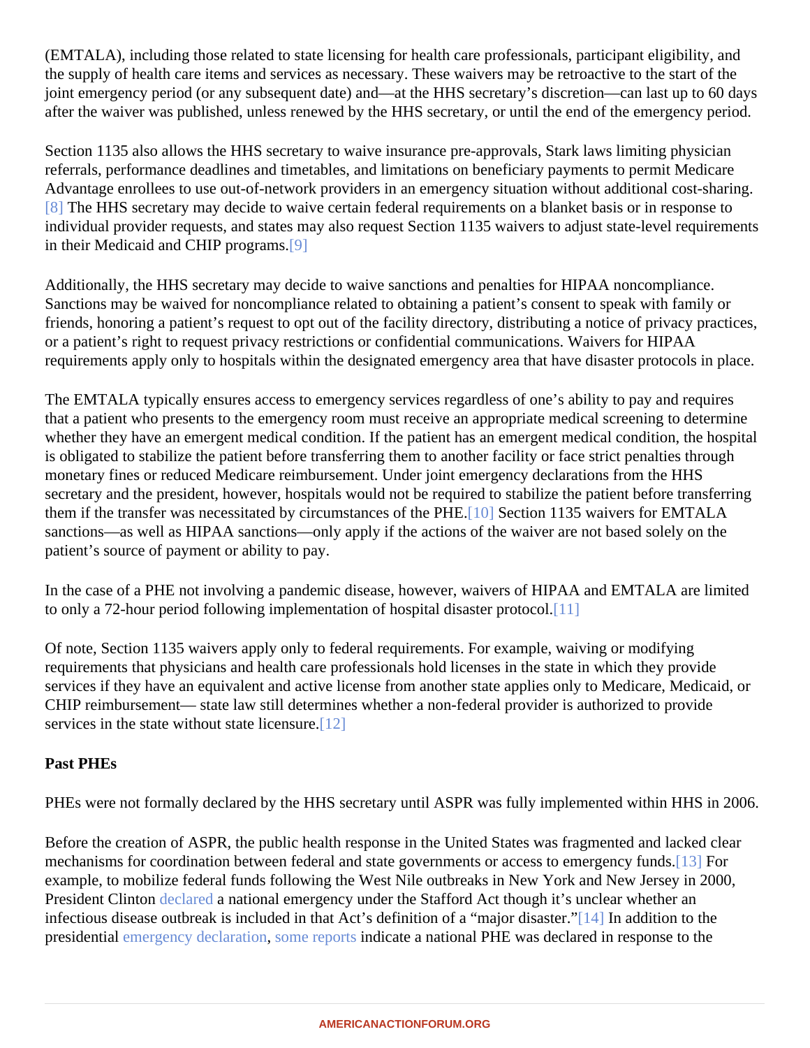(EMTALA), including those related to state licensing for health care professionals, participant eligibility, and the supply of health care items and services as necessary. These waivers may be retroactive to the start of the joint emergency period (or any subsequent date) and—at the HHS secretary's discretion—can last up to 60 days after the waiver was published, unless renewed by the HHS secretary, or until the end of the emergency period.

Section 1135 also allows the HHS secretary to waive insurance pre-approvals, Stark laws limiting physician referrals, performance deadlines and timetables, and limitations on beneficiary payments to permit Medicare Advantage enrollees to use out-of-network providers in an emergency situation without additional cost-sharing.[8] The HHS secretary may decide to waive certain federal requirements on a blanket basis or in response to individual provider requests, and states may also request Section 1135 waivers to adjust state-level requirements in their Medicaid and CHIP programs.[9]

Additionally, the HHS secretary may decide to waive sanctions and penalties for HIPAA noncompliance. Sanctions may be waived for noncompliance related to obtaining a patient's consent to speak with family or friends, honoring a patient's request to opt out of the facility directory, distributing a notice of privacy practices, or a patient's right to request privacy restrictions or confidential communications. Waivers for HIPAA requirements apply only to hospitals within the designated emergency area that have disaster protocols in place.

The EMTALA typically ensures access to emergency services regardless of one's ability to pay and requires that a patient who presents to the emergency room must receive an appropriate medical screening to determine whether they have an emergent medical condition. If the patient has an emergent medical condition, the hospital is obligated to stabilize the patient before transferring them to another facility or face strict penalties through monetary fines or reduced Medicare reimbursement. Under joint emergency declarations from the HHS secretary and the president, however, hospitals would not be required to stabilize the patient before transferring them if the transfer was necessitated by circumstances of the PHE.[10] Section 1135 waivers for EMTALA sanctions—as well as HIPAA sanctions—only apply if the actions of the waiver are not based solely on the patient's source of payment or ability to pay.

In the case of a PHE not involving a pandemic disease, however, waivers of HIPAA and EMTALA are limited to only a 72-hour period following implementation of hospital disaster protocol.[11]

Of note, Section 1135 waivers apply only to federal requirements. For example, waiving or modifying requirements that physicians and health care professionals hold licenses in the state in which they provide services if they have an equivalent and active license from another state applies only to Medicare, Medicaid, or CHIP reimbursement— state law still determines whether a non-federal provider is authorized to provide services in the state without state licensure.[12]

**Past PHEs**

PHEs were not formally declared by the HHS secretary until ASPR was fully implemented within HHS in 2006.

Before the creation of ASPR, the public health response in the United States was fragmented and lacked clear mechanisms for coordination between federal and state governments or access to emergency funds.[13] For example, to mobilize federal funds following the West Nile outbreaks in New York and New Jersey in 2000, President Clinton declared a national emergency under the Stafford Act though it's unclear whether an infectious disease outbreak is included in that Act's definition of a "major disaster."[14] In addition to the presidential emergency declaration, some reports indicate a national PHE was declared in response to the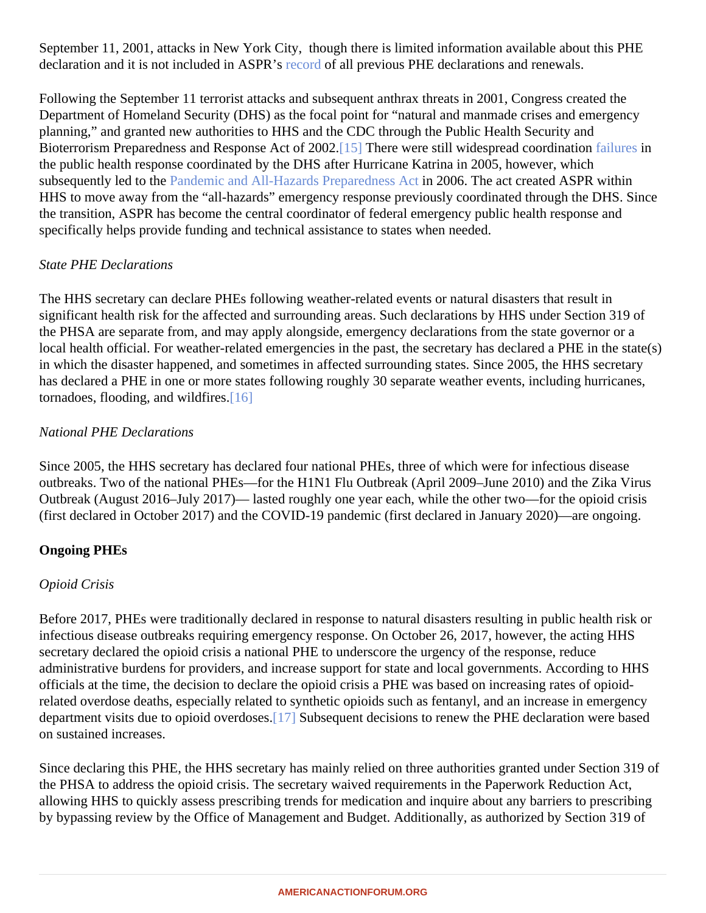September 11, 2001, attacks in New York City, though there is limited information available about this PHE declaration and it is not included in ASPR's record of all previous PHE declarations and renewals.

Following the September 11 terrorist attacks and subsequent anthrax threats in 2001, Congress created the Department of Homeland Security (DHS) as the focal point for "natural and manmade crises and emergency planning," and granted new authorities to HHS and the CDC through the Public Health Security and Bioterrorism Preparedness and Response Act of 2002.[15] There were still widespread coordination failures in the public health response coordinated by the DHS after Hurricane Katrina in 2005, however, which subsequently led to the Pandemic and All-Hazards Preparedness Act in 2006. The act created ASPR within HHS to move away from the "all-hazards" emergency response previously coordinated through the DHS. Since the transition, ASPR has become the central coordinator of federal emergency public health response and specifically helps provide funding and technical assistance to states when needed.

*State PHE Declarations*

The HHS secretary can declare PHEs following weather-related events or natural disasters that result in significant health risk for the affected and surrounding areas. Such declarations by HHS under Section 319 of the PHSA are separate from, and may apply alongside, emergency declarations from the state governor or a local health official. For weather-related emergencies in the past, the secretary has declared a PHE in the state(s) in which the disaster happened, and sometimes in affected surrounding states. Since 2005, the HHS secretary has declared a PHE in one or more states following roughly 30 separate weather events, including hurricanes, tornadoes, flooding, and wildfires.[16]

*National PHE Declarations*

Since 2005, the HHS secretary has declared four national PHEs, three of which were for infectious disease outbreaks. Two of the national PHEs—for the H1N1 Flu Outbreak (April 2009–June 2010) and the Zika Virus Outbreak (August 2016–July 2017)— lasted roughly one year each, while the other two—for the opioid crisis (first declared in October 2017) and the COVID-19 pandemic (first declared in January 2020)—are ongoing.

**Ongoing PHEs**

*Opioid Crisis*

Before 2017, PHEs were traditionally declared in response to natural disasters resulting in public health risk or infectious disease outbreaks requiring emergency response. On October 26, 2017, however, the acting HHS secretary declared the opioid crisis a national PHE to underscore the urgency of the response, reduce administrative burdens for providers, and increase support for state and local governments. According to HHS officials at the time, the decision to declare the opioid crisis a PHE was based on increasing rates of opioid-related overdose deaths, especially related to synthetic opioids such as fentanyl, and an increase in emergency department visits due to opioid overdoses.[17] Subsequent decisions to renew the PHE declaration were based on sustained increases.

Since declaring this PHE, the HHS secretary has mainly relied on three authorities granted under Section 319 of the PHSA to address the opioid crisis. The secretary waived requirements in the Paperwork Reduction Act, allowing HHS to quickly assess prescribing trends for medication and inquire about any barriers to prescribing by bypassing review by the Office of Management and Budget. Additionally, as authorized by Section 319 of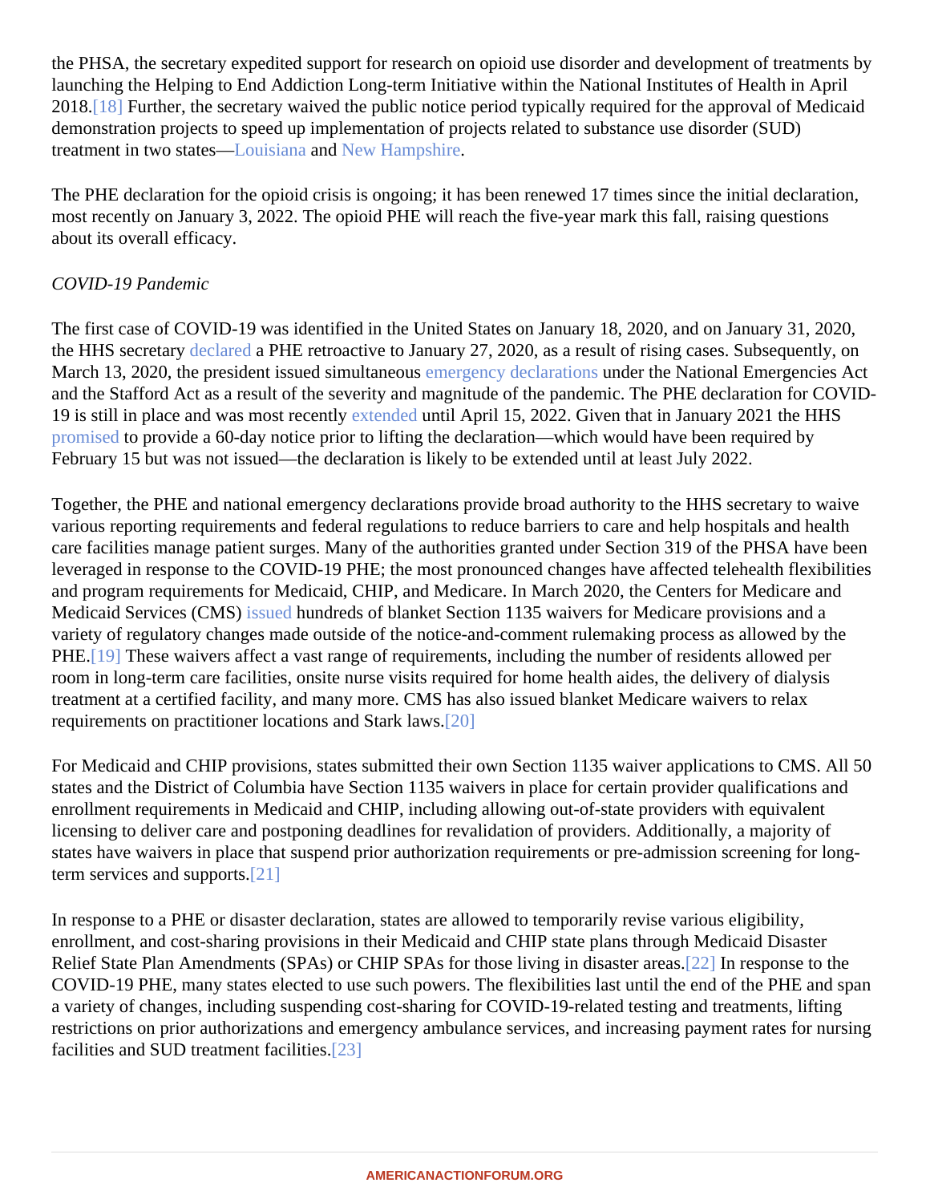the PHSA, the secretary expedited support for research on opioid use disorder and development of treatments by launching the Helping to End Addiction Long-term Initiative within the National Institutes of Health in April 2018.[18] Further, the secretary waived the public notice period typically required for the approval of Medicaid demonstration projects to speed up implementation of projects related to substance use disorder (SUD) treatment in two states—Louisiana and New Hampshire.

The PHE declaration for the opioid crisis is ongoing; it has been renewed 17 times since the initial declaration, most recently on January 3, 2022. The opioid PHE will reach the five-year mark this fall, raising questions about its overall efficacy.

*COVID-19 Pandemic*

The first case of COVID-19 was identified in the United States on January 18, 2020, and on January 31, 2020, the HHS secretary declared a PHE retroactive to January 27, 2020, as a result of rising cases. Subsequently, on March 13, 2020, the president issued simultaneous emergency declarations under the National Emergencies Act and the Stafford Act as a result of the severity and magnitude of the pandemic. The PHE declaration for COVID-19 is still in place and was most recently extended until April 15, 2022. Given that in January 2021 the HHS promised to provide a 60-day notice prior to lifting the declaration—which would have been required by February 15 but was not issued—the declaration is likely to be extended until at least July 2022.

Together, the PHE and national emergency declarations provide broad authority to the HHS secretary to waive various reporting requirements and federal regulations to reduce barriers to care and help hospitals and health care facilities manage patient surges. Many of the authorities granted under Section 319 of the PHSA have been leveraged in response to the COVID-19 PHE; the most pronounced changes have affected telehealth flexibilities and program requirements for Medicaid, CHIP, and Medicare. In March 2020, the Centers for Medicare and Medicaid Services (CMS) issued hundreds of blanket Section 1135 waivers for Medicare provisions and a variety of regulatory changes made outside of the notice-and-comment rulemaking process as allowed by the PHE.[19] These waivers affect a vast range of requirements, including the number of residents allowed per room in long-term care facilities, onsite nurse visits required for home health aides, the delivery of dialysis treatment at a certified facility, and many more. CMS has also issued blanket Medicare waivers to relax requirements on practitioner locations and Stark laws.[20]

For Medicaid and CHIP provisions, states submitted their own Section 1135 waiver applications to CMS. All 50 states and the District of Columbia have Section 1135 waivers in place for certain provider qualifications and enrollment requirements in Medicaid and CHIP, including allowing out-of-state providers with equivalent licensing to deliver care and postponing deadlines for revalidation of providers. Additionally, a majority of states have waivers in place that suspend prior authorization requirements or pre-admission screening for long-term services and supports.[21]

In response to a PHE or disaster declaration, states are allowed to temporarily revise various eligibility, enrollment, and cost-sharing provisions in their Medicaid and CHIP state plans through Medicaid Disaster Relief State Plan Amendments (SPAs) or CHIP SPAs for those living in disaster areas.[22] In response to the COVID-19 PHE, many states elected to use such powers. The flexibilities last until the end of the PHE and span a variety of changes, including suspending cost-sharing for COVID-19-related testing and treatments, lifting restrictions on prior authorizations and emergency ambulance services, and increasing payment rates for nursing facilities and SUD treatment facilities.[23]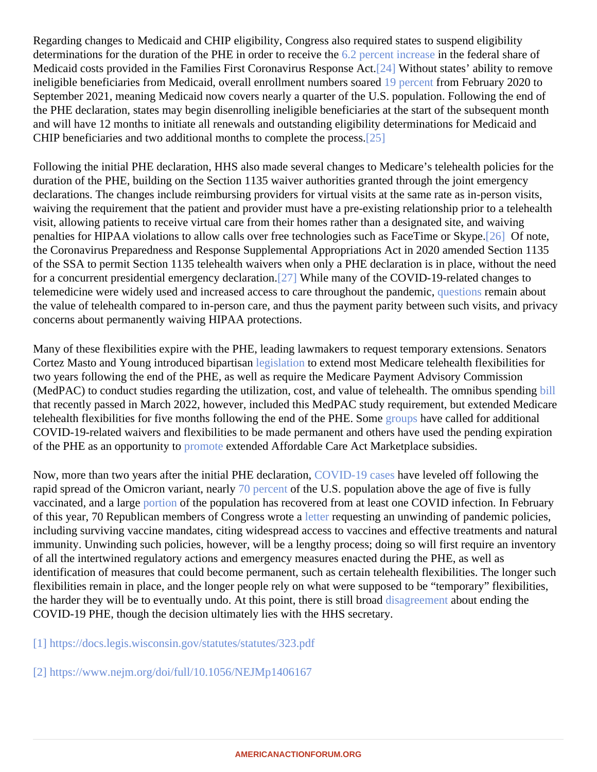Regarding changes to Medicaid and CHIP eligibility, Congress also required states to suspend eligibility determinations for the duration of the PHE in order to receive the 6.2 percent increase in the federal share of Medicaid costs provided in the Families First Coronavirus Response Act.[24] Without states' ability to remove ineligible beneficiaries from Medicaid, overall enrollment numbers soared 19 percent from February 2020 to September 2021, meaning Medicaid now covers nearly a quarter of the U.S. population. Following the end of the PHE declaration, states may begin disenrolling ineligible beneficiaries at the start of the subsequent month and will have 12 months to initiate all renewals and outstanding eligibility determinations for Medicaid and CHIP beneficiaries and two additional months to complete the process.[25]

Following the initial PHE declaration, HHS also made several changes to Medicare's telehealth policies for the duration of the PHE, building on the Section 1135 waiver authorities granted through the joint emergency declarations. The changes include reimbursing providers for virtual visits at the same rate as in-person visits, waiving the requirement that the patient and provider must have a pre-existing relationship prior to a telehealth visit, allowing patients to receive virtual care from their homes rather than a designated site, and waiving penalties for HIPAA violations to allow calls over free technologies such as FaceTime or Skype.[26] Of note, the Coronavirus Preparedness and Response Supplemental Appropriations Act in 2020 amended Section 1135 of the SSA to permit Section 1135 telehealth waivers when only a PHE declaration is in place, without the need for a concurrent presidential emergency declaration.[27] While many of the COVID-19-related changes to telemedicine were widely used and increased access to care throughout the pandemic, questions remain about the value of telehealth compared to in-person care, and thus the payment parity between such visits, and privacy concerns about permanently waiving HIPAA protections.

Many of these flexibilities expire with the PHE, leading lawmakers to request temporary extensions. Senators Cortez Masto and Young introduced bipartisan legislation to extend most Medicare telehealth flexibilities for two years following the end of the PHE, as well as require the Medicare Payment Advisory Commission (MedPAC) to conduct studies regarding the utilization, cost, and value of telehealth. The omnibus spending bill that recently passed in March 2022, however, included this MedPAC study requirement, but extended Medicare telehealth flexibilities for five months following the end of the PHE. Some groups have called for additional COVID-19-related waivers and flexibilities to be made permanent and others have used the pending expiration of the PHE as an opportunity to promote extended Affordable Care Act Marketplace subsidies.

Now, more than two years after the initial PHE declaration, COVID-19 cases have leveled off following the rapid spread of the Omicron variant, nearly 70 percent of the U.S. population above the age of five is fully vaccinated, and a large portion of the population has recovered from at least one COVID infection. In February of this year, 70 Republican members of Congress wrote a letter requesting an unwinding of pandemic policies, including surviving vaccine mandates, citing widespread access to vaccines and effective treatments and natural immunity. Unwinding such policies, however, will be a lengthy process; doing so will first require an inventory of all the intertwined regulatory actions and emergency measures enacted during the PHE, as well as identification of measures that could become permanent, such as certain telehealth flexibilities. The longer such flexibilities remain in place, and the longer people rely on what were supposed to be "temporary" flexibilities, the harder they will be to eventually undo. At this point, there is still broad disagreement about ending the COVID-19 PHE, though the decision ultimately lies with the HHS secretary.

[1] https://docs.legis.wisconsin.gov/statutes/statutes/323.pdf

[2] https://www.nejm.org/doi/full/10.1056/NEJMp1406167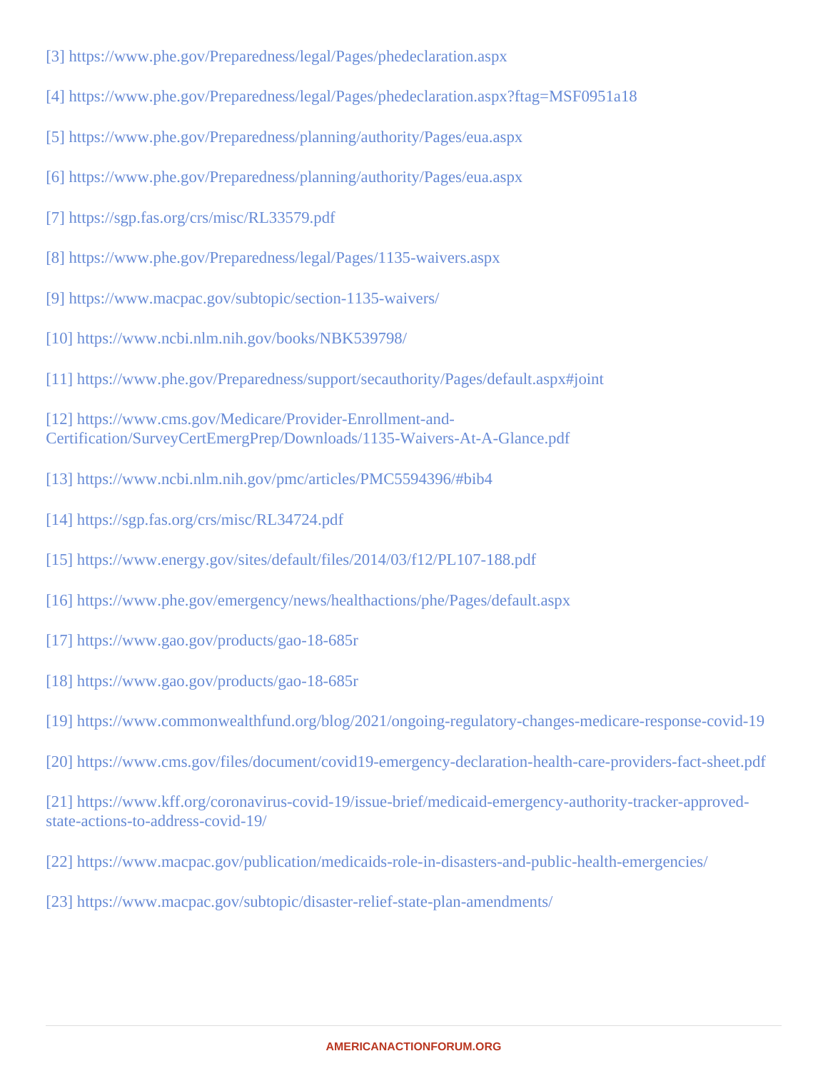[3] https://www.phe.gov/Preparedness/legal/Pages/phedeclaration.aspx

[4] https://www.phe.gov/Preparedness/legal/Pages/phedeclaration.aspx?ftag=MSF0951a18

[5] https://www.phe.gov/Preparedness/planning/authority/Pages/eua.aspx

[6] https://www.phe.gov/Preparedness/planning/authority/Pages/eua.aspx

[7] https://sgp.fas.org/crs/misc/RL33579.pdf

[8] https://www.phe.gov/Preparedness/legal/Pages/1135-waivers.aspx

[9] https://www.macpac.gov/subtopic/section-1135-waivers/

[10] https://www.ncbi.nlm.nih.gov/books/NBK539798/

[11] https://www.phe.gov/Preparedness/support/secauthority/Pages/default.aspx#joint

[12] https://www.cms.gov/Medicare/Provider-Enrollment-and-Certification/SurveyCertEmergPrep/Downloads/1135-Waivers-At-A-Glance.pdf

[13] https://www.ncbi.nlm.nih.gov/pmc/articles/PMC5594396/#bib4

[14] https://sgp.fas.org/crs/misc/RL34724.pdf

[15] https://www.energy.gov/sites/default/files/2014/03/f12/PL107-188.pdf

[16] https://www.phe.gov/emergency/news/healthactions/phe/Pages/default.aspx

[17] https://www.gao.gov/products/gao-18-685r

[18] https://www.gao.gov/products/gao-18-685r

[19] https://www.commonwealthfund.org/blog/2021/ongoing-regulatory-changes-medicare-response-covid-19

[20] https://www.cms.gov/files/document/covid19-emergency-declaration-health-care-providers-fact-sheet.pdf

[21] https://www.kff.org/coronavirus-covid-19/issue-brief/medicaid-emergency-authority-tracker-approved-state-actions-to-address-covid-19/

[22] https://www.macpac.gov/publication/medicaids-role-in-disasters-and-public-health-emergencies/

[23] https://www.macpac.gov/subtopic/disaster-relief-state-plan-amendments/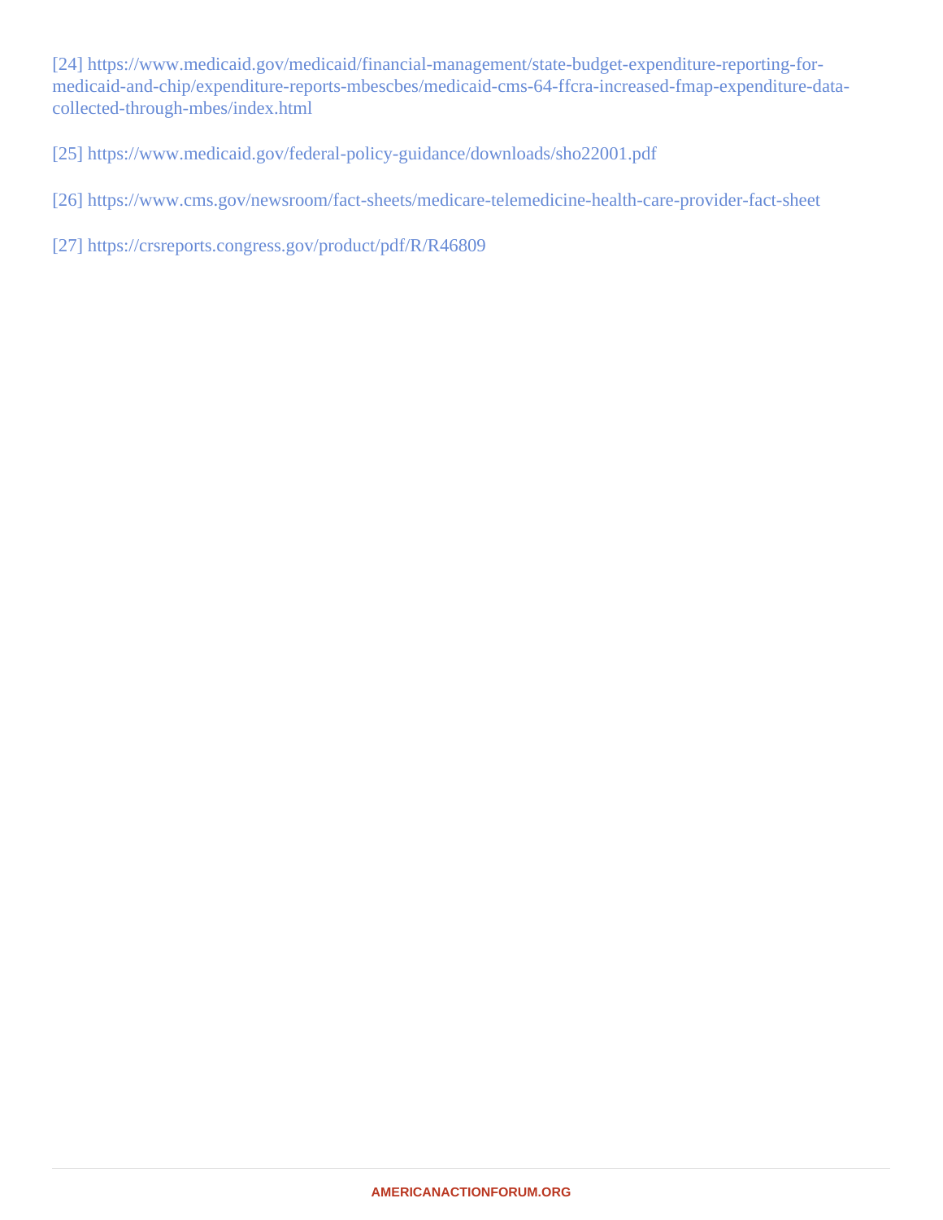[24] https://www.medicaid.gov/medicaid/financial-management/state-budget-expenditure-reporting-for-medicaid-and-chip/expenditure-reports-mbescbes/medicaid-cms-64-ffcra-increased-fmap-expenditure-data-collected-through-mbes/index.html

[25] https://www.medicaid.gov/federal-policy-guidance/downloads/sho22001.pdf

[26] https://www.cms.gov/newsroom/fact-sheets/medicare-telemedicine-health-care-provider-fact-sheet

[27] https://crsreports.congress.gov/product/pdf/R/R46809